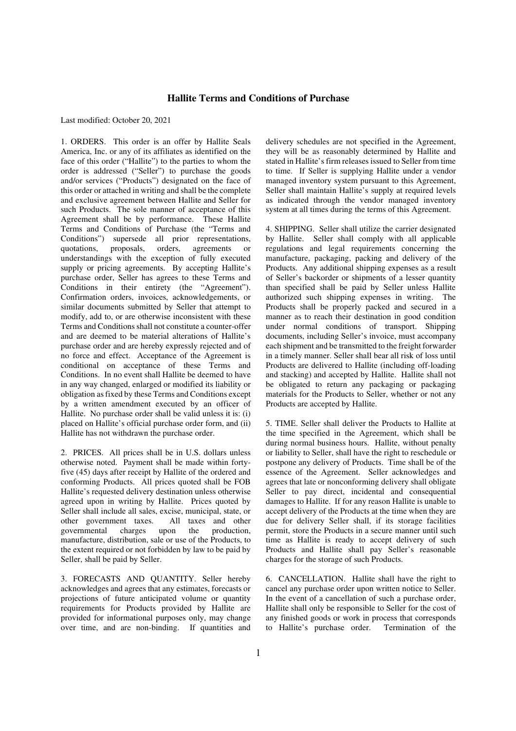# Hallite Terms and Conditions of Purchase

Last modified: October 20, 2021

1. ORDERS. This order is an offer by Hallite Seals America, Inc. or any of its affiliates as identified on the face of this order ("Hallite") to the parties to whom the order is addressed ("Seller") to purchase the goods and/or services ("Products") designated on the face of this order or attached in writing and shall be the complete and exclusive agreement between Hallite and Seller for such Products. The sole manner of acceptance of this Agreement shall be by performance. These Hallite Terms and Conditions of Purchase (the "Terms and Conditions") supersede all prior representations, quotations, proposals, orders, agreements or understandings with the exception of fully executed supply or pricing agreements. By accepting Hallite's purchase order, Seller has agrees to these Terms and Conditions in their entirety (the "Agreement"). Confirmation orders, invoices, acknowledgements, or similar documents submitted by Seller that attempt to modify, add to, or are otherwise inconsistent with these Terms and Conditions shall not constitute a counter-offer and are deemed to be material alterations of Hallite's purchase order and are hereby expressly rejected and of no force and effect. Acceptance of the Agreement is conditional on acceptance of these Terms and Conditions. In no event shall Hallite be deemed to have in any way changed, enlarged or modified its liability or obligation as fixed by these Terms and Conditions except by a written amendment executed by an officer of Hallite. No purchase order shall be valid unless it is: (i) placed on Hallite's official purchase order form, and (ii) Hallite has not withdrawn the purchase order.

2. PRICES. All prices shall be in U.S. dollars unless otherwise noted. Payment shall be made within forty-five (45) days after receipt by Hallite of the ordered and conforming Products. All prices quoted shall be FOB Hallite's requested delivery destination unless otherwise agreed upon in writing by Hallite. Prices quoted by Seller shall include all sales, excise, municipal, state, or other government taxes. All taxes and other governmental charges upon the production, manufacture, distribution, sale or use of the Products, to the extent required or not forbidden by law to be paid by Seller, shall be paid by Seller.

3. FORECASTS AND QUANTITY. Seller hereby acknowledges and agrees that any estimates, forecasts or projections of future anticipated volume or quantity requirements for Products provided by Hallite are provided for informational purposes only, may change over time, and are non-binding. If quantities and delivery schedules are not specified in the Agreement, they will be as reasonably determined by Hallite and stated in Hallite's firm releases issued to Seller from time to time. If Seller is supplying Hallite under a vendor managed inventory system pursuant to this Agreement, Seller shall maintain Hallite's supply at required levels as indicated through the vendor managed inventory system at all times during the terms of this Agreement.

4. SHIPPING. Seller shall utilize the carrier designated by Hallite. Seller shall comply with all applicable regulations and legal requirements concerning the manufacture, packaging, packing and delivery of the Products. Any additional shipping expenses as a result of Seller's backorder or shipments of a lesser quantity than specified shall be paid by Seller unless Hallite authorized such shipping expenses in writing. The Products shall be properly packed and secured in a manner as to reach their destination in good condition under normal conditions of transport. Shipping documents, including Seller's invoice, must accompany each shipment and be transmitted to the freight forwarder in a timely manner. Seller shall bear all risk of loss until Products are delivered to Hallite (including off-loading and stacking) and accepted by Hallite. Hallite shall not be obligated to return any packaging or packaging materials for the Products to Seller, whether or not any Products are accepted by Hallite.

5. TIME. Seller shall deliver the Products to Hallite at the time specified in the Agreement, which shall be during normal business hours. Hallite, without penalty or liability to Seller, shall have the right to reschedule or postpone any delivery of Products. Time shall be of the essence of the Agreement. Seller acknowledges and agrees that late or nonconforming delivery shall obligate Seller to pay direct, incidental and consequential damages to Hallite. If for any reason Hallite is unable to accept delivery of the Products at the time when they are due for delivery Seller shall, if its storage facilities permit, store the Products in a secure manner until such time as Hallite is ready to accept delivery of such Products and Hallite shall pay Seller's reasonable charges for the storage of such Products.

6. CANCELLATION. Hallite shall have the right to cancel any purchase order upon written notice to Seller. In the event of a cancellation of such a purchase order, Hallite shall only be responsible to Seller for the cost of any finished goods or work in process that corresponds to Hallite's purchase order. Termination of the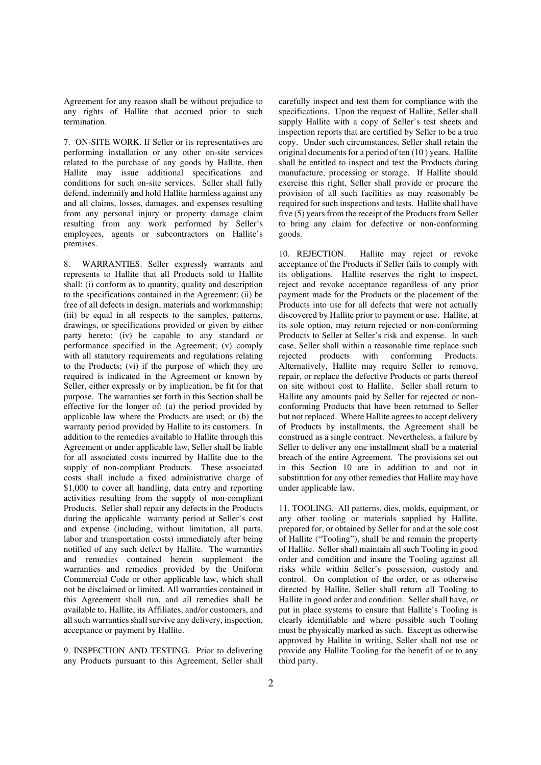Agreement for any reason shall be without prejudice to any rights of Hallite that accrued prior to such termination.

7. ON-SITE WORK. If Seller or its representatives are performing installation or any other on-site services related to the purchase of any goods by Hallite, then Hallite may issue additional specifications and conditions for such on-site services. Seller shall fully defend, indemnify and hold Hallite harmless against any and all claims, losses, damages, and expenses resulting from any personal injury or property damage claim resulting from any work performed by Seller's employees, agents or subcontractors on Hallite's premises.

8. WARRANTIES. Seller expressly warrants and represents to Hallite that all Products sold to Hallite shall: (i) conform as to quantity, quality and description to the specifications contained in the Agreement; (ii) be free of all defects in design, materials and workmanship; (iii) be equal in all respects to the samples, patterns, drawings, or specifications provided or given by either party hereto; (iv) be capable to any standard or performance specified in the Agreement; (v) comply with all statutory requirements and regulations relating to the Products; (vi) if the purpose of which they are required is indicated in the Agreement or known by Seller, either expressly or by implication, be fit for that purpose. The warranties set forth in this Section shall be effective for the longer of: (a) the period provided by applicable law where the Products are used; or (b) the warranty period provided by Hallite to its customers. In addition to the remedies available to Hallite through this Agreement or under applicable law, Seller shall be liable for all associated costs incurred by Hallite due to the supply of non-compliant Products. These associated costs shall include a fixed administrative charge of $1,000 to cover all handling, data entry and reporting activities resulting from the supply of non-compliant Products. Seller shall repair any defects in the Products during the applicable warranty period at Seller's cost and expense (including, without limitation, all parts, labor and transportation costs) immediately after being notified of any such defect by Hallite. The warranties and remedies contained herein supplement the warranties and remedies provided by the Uniform Commercial Code or other applicable law, which shall not be disclaimed or limited. All warranties contained in this Agreement shall run, and all remedies shall be available to, Hallite, its Affiliates, and/or customers, and all such warranties shall survive any delivery, inspection, acceptance or payment by Hallite.

9. INSPECTION AND TESTING. Prior to delivering any Products pursuant to this Agreement, Seller shall carefully inspect and test them for compliance with the specifications. Upon the request of Hallite, Seller shall supply Hallite with a copy of Seller's test sheets and inspection reports that are certified by Seller to be a true copy. Under such circumstances, Seller shall retain the original documents for a period of ten (10 ) years. Hallite shall be entitled to inspect and test the Products during manufacture, processing or storage. If Hallite should exercise this right, Seller shall provide or procure the provision of all such facilities as may reasonably be required for such inspections and tests. Hallite shall have five (5) years from the receipt of the Products from Seller to bring any claim for defective or non-conforming goods.

10. REJECTION. Hallite may reject or revoke acceptance of the Products if Seller fails to comply with its obligations. Hallite reserves the right to inspect, reject and revoke acceptance regardless of any prior payment made for the Products or the placement of the Products into use for all defects that were not actually discovered by Hallite prior to payment or use. Hallite, at its sole option, may return rejected or non-conforming Products to Seller at Seller's risk and expense. In such case, Seller shall within a reasonable time replace such rejected products with conforming Products. Alternatively, Hallite may require Seller to remove, repair, or replace the defective Products or parts thereof on site without cost to Hallite. Seller shall return to Hallite any amounts paid by Seller for rejected or non-conforming Products that have been returned to Seller but not replaced. Where Hallite agrees to accept delivery of Products by installments, the Agreement shall be construed as a single contract. Nevertheless, a failure by Seller to deliver any one installment shall be a material breach of the entire Agreement. The provisions set out in this Section 10 are in addition to and not in substitution for any other remedies that Hallite may have under applicable law.

11. TOOLING. All patterns, dies, molds, equipment, or any other tooling or materials supplied by Hallite, prepared for, or obtained by Seller for and at the sole cost of Hallite ("Tooling"), shall be and remain the property of Hallite. Seller shall maintain all such Tooling in good order and condition and insure the Tooling against all risks while within Seller's possession, custody and control. On completion of the order, or as otherwise directed by Hallite, Seller shall return all Tooling to Hallite in good order and condition. Seller shall have, or put in place systems to ensure that Hallite's Tooling is clearly identifiable and where possible such Tooling must be physically marked as such. Except as otherwise approved by Hallite in writing, Seller shall not use or provide any Hallite Tooling for the benefit of or to any third party.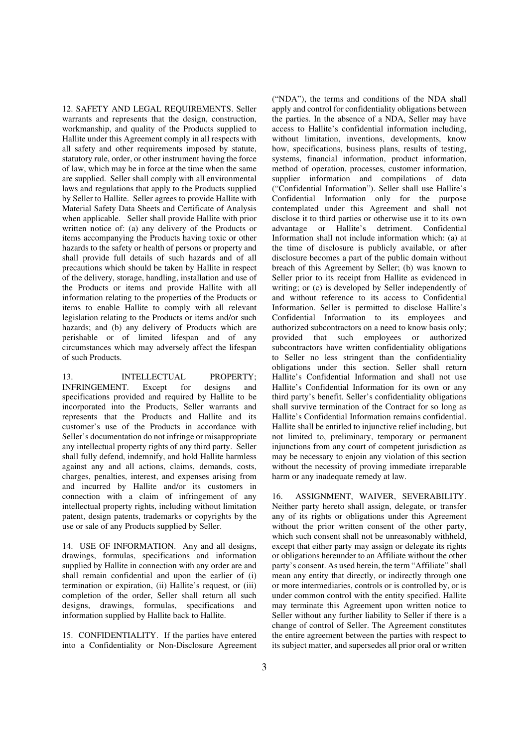12. SAFETY AND LEGAL REQUIREMENTS. Seller warrants and represents that the design, construction, workmanship, and quality of the Products supplied to Hallite under this Agreement comply in all respects with all safety and other requirements imposed by statute, statutory rule, order, or other instrument having the force of law, which may be in force at the time when the same are supplied. Seller shall comply with all environmental laws and regulations that apply to the Products supplied by Seller to Hallite. Seller agrees to provide Hallite with Material Safety Data Sheets and Certificate of Analysis when applicable. Seller shall provide Hallite with prior written notice of: (a) any delivery of the Products or items accompanying the Products having toxic or other hazards to the safety or health of persons or property and shall provide full details of such hazards and of all precautions which should be taken by Hallite in respect of the delivery, storage, handling, installation and use of the Products or items and provide Hallite with all information relating to the properties of the Products or items to enable Hallite to comply with all relevant legislation relating to the Products or items and/or such hazards; and (b) any delivery of Products which are perishable or of limited lifespan and of any circumstances which may adversely affect the lifespan of such Products.

13. INTELLECTUAL PROPERTY; INFRINGEMENT. Except for designs and specifications provided and required by Hallite to be incorporated into the Products, Seller warrants and represents that the Products and Hallite and its customer's use of the Products in accordance with Seller's documentation do not infringe or misappropriate any intellectual property rights of any third party. Seller shall fully defend, indemnify, and hold Hallite harmless against any and all actions, claims, demands, costs, charges, penalties, interest, and expenses arising from and incurred by Hallite and/or its customers in connection with a claim of infringement of any intellectual property rights, including without limitation patent, design patents, trademarks or copyrights by the use or sale of any Products supplied by Seller.

14. USE OF INFORMATION. Any and all designs, drawings, formulas, specifications and information supplied by Hallite in connection with any order are and shall remain confidential and upon the earlier of (i) termination or expiration, (ii) Hallite's request, or (iii) completion of the order, Seller shall return all such designs, drawings, formulas, specifications and information supplied by Hallite back to Hallite.

15. CONFIDENTIALITY. If the parties have entered into a Confidentiality or Non-Disclosure Agreement ("NDA"), the terms and conditions of the NDA shall apply and control for confidentiality obligations between the parties. In the absence of a NDA, Seller may have access to Hallite's confidential information including, without limitation, inventions, developments, know how, specifications, business plans, results of testing, systems, financial information, product information, method of operation, processes, customer information, supplier information and compilations of data ("Confidential Information"). Seller shall use Hallite's Confidential Information only for the purpose contemplated under this Agreement and shall not disclose it to third parties or otherwise use it to its own advantage or Hallite's detriment. Confidential Information shall not include information which: (a) at the time of disclosure is publicly available, or after disclosure becomes a part of the public domain without breach of this Agreement by Seller; (b) was known to Seller prior to its receipt from Hallite as evidenced in writing; or (c) is developed by Seller independently of and without reference to its access to Confidential Information. Seller is permitted to disclose Hallite's Confidential Information to its employees and authorized subcontractors on a need to know basis only; provided that such employees or authorized subcontractors have written confidentiality obligations to Seller no less stringent than the confidentiality obligations under this section. Seller shall return Hallite's Confidential Information and shall not use Hallite's Confidential Information for its own or any third party's benefit. Seller's confidentiality obligations shall survive termination of the Contract for so long as Hallite's Confidential Information remains confidential. Hallite shall be entitled to injunctive relief including, but not limited to, preliminary, temporary or permanent injunctions from any court of competent jurisdiction as may be necessary to enjoin any violation of this section without the necessity of proving immediate irreparable harm or any inadequate remedy at law.

16. ASSIGNMENT, WAIVER, SEVERABILITY. Neither party hereto shall assign, delegate, or transfer any of its rights or obligations under this Agreement without the prior written consent of the other party, which such consent shall not be unreasonably withheld, except that either party may assign or delegate its rights or obligations hereunder to an Affiliate without the other party's consent. As used herein, the term "Affiliate" shall mean any entity that directly, or indirectly through one or more intermediaries, controls or is controlled by, or is under common control with the entity specified. Hallite may terminate this Agreement upon written notice to Seller without any further liability to Seller if there is a change of control of Seller. The Agreement constitutes the entire agreement between the parties with respect to its subject matter, and supersedes all prior oral or written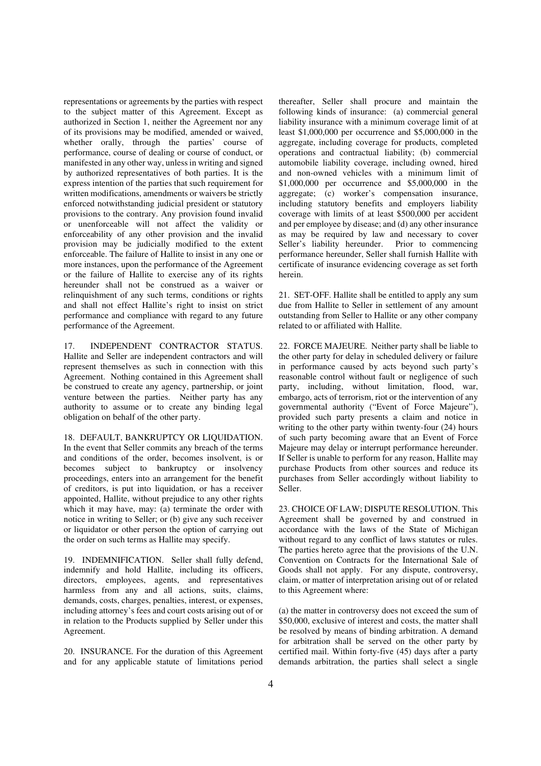representations or agreements by the parties with respect to the subject matter of this Agreement. Except as authorized in Section 1, neither the Agreement nor any of its provisions may be modified, amended or waived, whether orally, through the parties' course of performance, course of dealing or course of conduct, or manifested in any other way, unless in writing and signed by authorized representatives of both parties. It is the express intention of the parties that such requirement for written modifications, amendments or waivers be strictly enforced notwithstanding judicial president or statutory provisions to the contrary. Any provision found invalid or unenforceable will not affect the validity or enforceability of any other provision and the invalid provision may be judicially modified to the extent enforceable. The failure of Hallite to insist in any one or more instances, upon the performance of the Agreement or the failure of Hallite to exercise any of its rights hereunder shall not be construed as a waiver or relinquishment of any such terms, conditions or rights and shall not effect Hallite's right to insist on strict performance and compliance with regard to any future performance of the Agreement.

17. INDEPENDENT CONTRACTOR STATUS. Hallite and Seller are independent contractors and will represent themselves as such in connection with this Agreement. Nothing contained in this Agreement shall be construed to create any agency, partnership, or joint venture between the parties. Neither party has any authority to assume or to create any binding legal obligation on behalf of the other party.

18. DEFAULT, BANKRUPTCY OR LIQUIDATION. In the event that Seller commits any breach of the terms and conditions of the order, becomes insolvent, is or becomes subject to bankruptcy or insolvency proceedings, enters into an arrangement for the benefit of creditors, is put into liquidation, or has a receiver appointed, Hallite, without prejudice to any other rights which it may have, may: (a) terminate the order with notice in writing to Seller; or (b) give any such receiver or liquidator or other person the option of carrying out the order on such terms as Hallite may specify.

19. INDEMNIFICATION. Seller shall fully defend, indemnify and hold Hallite, including its officers, directors, employees, agents, and representatives harmless from any and all actions, suits, claims, demands, costs, charges, penalties, interest, or expenses, including attorney's fees and court costs arising out of or in relation to the Products supplied by Seller under this Agreement.

20. INSURANCE. For the duration of this Agreement and for any applicable statute of limitations period thereafter, Seller shall procure and maintain the following kinds of insurance: (a) commercial general liability insurance with a minimum coverage limit of at least $1,000,000 per occurrence and $5,000,000 in the aggregate, including coverage for products, completed operations and contractual liability; (b) commercial automobile liability coverage, including owned, hired and non-owned vehicles with a minimum limit of $1,000,000 per occurrence and $5,000,000 in the aggregate; (c) worker's compensation insurance, including statutory benefits and employers liability coverage with limits of at least $500,000 per accident and per employee by disease; and (d) any other insurance as may be required by law and necessary to cover Seller's liability hereunder. Prior to commencing performance hereunder, Seller shall furnish Hallite with certificate of insurance evidencing coverage as set forth herein.

21. SET-OFF. Hallite shall be entitled to apply any sum due from Hallite to Seller in settlement of any amount outstanding from Seller to Hallite or any other company related to or affiliated with Hallite.

22. FORCE MAJEURE. Neither party shall be liable to the other party for delay in scheduled delivery or failure in performance caused by acts beyond such party's reasonable control without fault or negligence of such party, including, without limitation, flood, war, embargo, acts of terrorism, riot or the intervention of any governmental authority ("Event of Force Majeure"), provided such party presents a claim and notice in writing to the other party within twenty-four (24) hours of such party becoming aware that an Event of Force Majeure may delay or interrupt performance hereunder. If Seller is unable to perform for any reason, Hallite may purchase Products from other sources and reduce its purchases from Seller accordingly without liability to Seller.

23. CHOICE OF LAW; DISPUTE RESOLUTION. This Agreement shall be governed by and construed in accordance with the laws of the State of Michigan without regard to any conflict of laws statutes or rules. The parties hereto agree that the provisions of the U.N. Convention on Contracts for the International Sale of Goods shall not apply. For any dispute, controversy, claim, or matter of interpretation arising out of or related to this Agreement where:

(a) the matter in controversy does not exceed the sum of $50,000, exclusive of interest and costs, the matter shall be resolved by means of binding arbitration. A demand for arbitration shall be served on the other party by certified mail. Within forty-five (45) days after a party demands arbitration, the parties shall select a single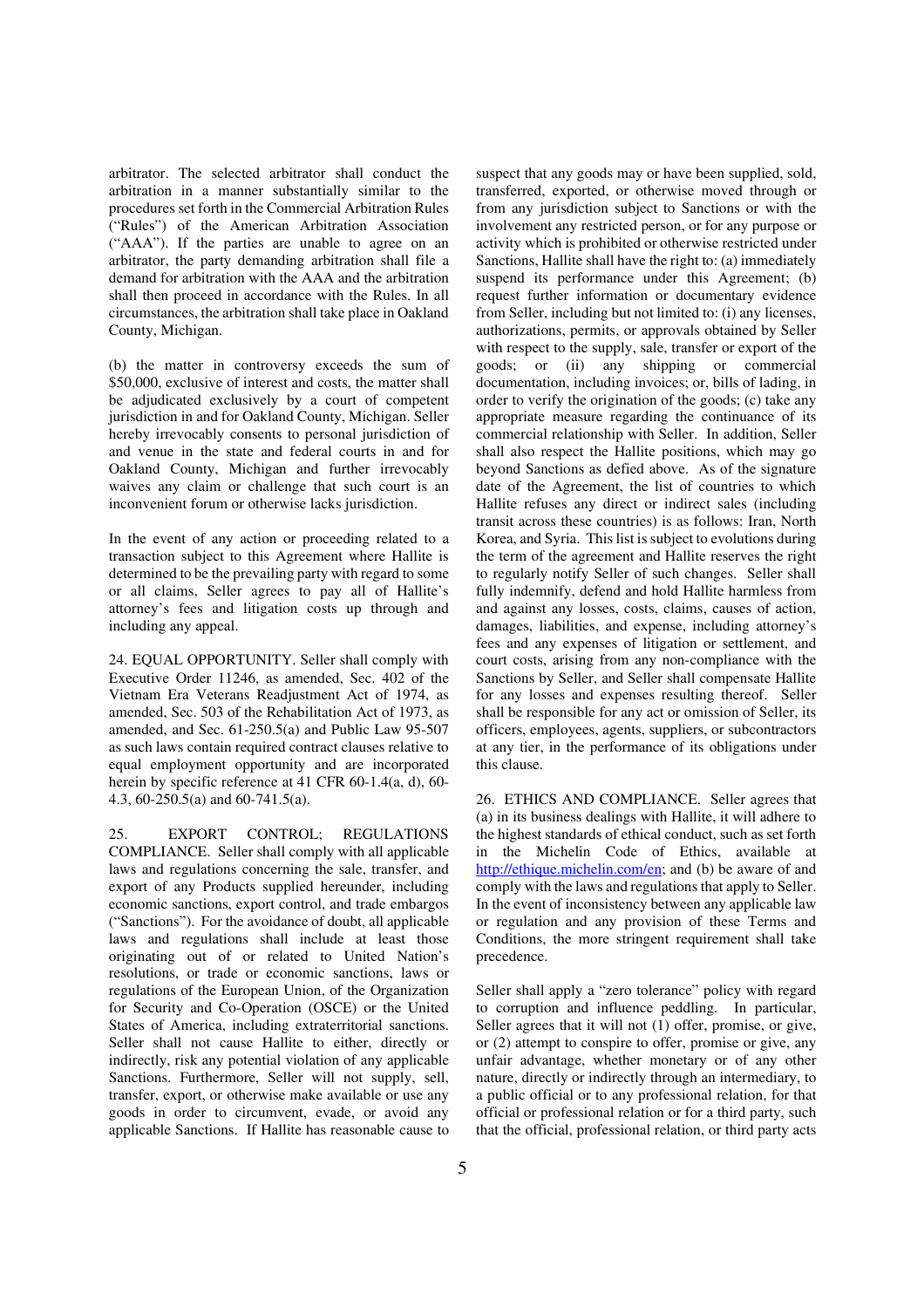arbitrator. The selected arbitrator shall conduct the arbitration in a manner substantially similar to the procedures set forth in the Commercial Arbitration Rules ("Rules") of the American Arbitration Association ("AAA"). If the parties are unable to agree on an arbitrator, the party demanding arbitration shall file a demand for arbitration with the AAA and the arbitration shall then proceed in accordance with the Rules. In all circumstances, the arbitration shall take place in Oakland County, Michigan.

(b) the matter in controversy exceeds the sum of $50,000, exclusive of interest and costs, the matter shall be adjudicated exclusively by a court of competent jurisdiction in and for Oakland County, Michigan. Seller hereby irrevocably consents to personal jurisdiction of and venue in the state and federal courts in and for Oakland County, Michigan and further irrevocably waives any claim or challenge that such court is an inconvenient forum or otherwise lacks jurisdiction.

In the event of any action or proceeding related to a transaction subject to this Agreement where Hallite is determined to be the prevailing party with regard to some or all claims, Seller agrees to pay all of Hallite's attorney's fees and litigation costs up through and including any appeal.

24. EQUAL OPPORTUNITY. Seller shall comply with Executive Order 11246, as amended, Sec. 402 of the Vietnam Era Veterans Readjustment Act of 1974, as amended, Sec. 503 of the Rehabilitation Act of 1973, as amended, and Sec. 61-250.5(a) and Public Law 95-507 as such laws contain required contract clauses relative to equal employment opportunity and are incorporated herein by specific reference at 41 CFR 60-1.4(a, d), 60-4.3, 60-250.5(a) and 60-741.5(a).

25. EXPORT CONTROL; REGULATIONS COMPLIANCE. Seller shall comply with all applicable laws and regulations concerning the sale, transfer, and export of any Products supplied hereunder, including economic sanctions, export control, and trade embargos ("Sanctions"). For the avoidance of doubt, all applicable laws and regulations shall include at least those originating out of or related to United Nation's resolutions, or trade or economic sanctions, laws or regulations of the European Union, of the Organization for Security and Co-Operation (OSCE) or the United States of America, including extraterritorial sanctions. Seller shall not cause Hallite to either, directly or indirectly, risk any potential violation of any applicable Sanctions. Furthermore, Seller will not supply, sell, transfer, export, or otherwise make available or use any goods in order to circumvent, evade, or avoid any applicable Sanctions. If Hallite has reasonable cause to suspect that any goods may or have been supplied, sold, transferred, exported, or otherwise moved through or from any jurisdiction subject to Sanctions or with the involvement any restricted person, or for any purpose or activity which is prohibited or otherwise restricted under Sanctions, Hallite shall have the right to: (a) immediately suspend its performance under this Agreement; (b) request further information or documentary evidence from Seller, including but not limited to: (i) any licenses, authorizations, permits, or approvals obtained by Seller with respect to the supply, sale, transfer or export of the goods; or (ii) any shipping or commercial documentation, including invoices; or, bills of lading, in order to verify the origination of the goods; (c) take any appropriate measure regarding the continuance of its commercial relationship with Seller. In addition, Seller shall also respect the Hallite positions, which may go beyond Sanctions as defied above. As of the signature date of the Agreement, the list of countries to which Hallite refuses any direct or indirect sales (including transit across these countries) is as follows: Iran, North Korea, and Syria. This list is subject to evolutions during the term of the agreement and Hallite reserves the right to regularly notify Seller of such changes. Seller shall fully indemnify, defend and hold Hallite harmless from and against any losses, costs, claims, causes of action, damages, liabilities, and expense, including attorney's fees and any expenses of litigation or settlement, and court costs, arising from any non-compliance with the Sanctions by Seller, and Seller shall compensate Hallite for any losses and expenses resulting thereof. Seller shall be responsible for any act or omission of Seller, its officers, employees, agents, suppliers, or subcontractors at any tier, in the performance of its obligations under this clause.

26. ETHICS AND COMPLIANCE. Seller agrees that (a) in its business dealings with Hallite, it will adhere to the highest standards of ethical conduct, such as set forth in the Michelin Code of Ethics, available at http://ethique.michelin.com/en; and (b) be aware of and comply with the laws and regulations that apply to Seller. In the event of inconsistency between any applicable law or regulation and any provision of these Terms and Conditions, the more stringent requirement shall take precedence.

Seller shall apply a "zero tolerance" policy with regard to corruption and influence peddling. In particular, Seller agrees that it will not (1) offer, promise, or give, or (2) attempt to conspire to offer, promise or give, any unfair advantage, whether monetary or of any other nature, directly or indirectly through an intermediary, to a public official or to any professional relation, for that official or professional relation or for a third party, such that the official, professional relation, or third party acts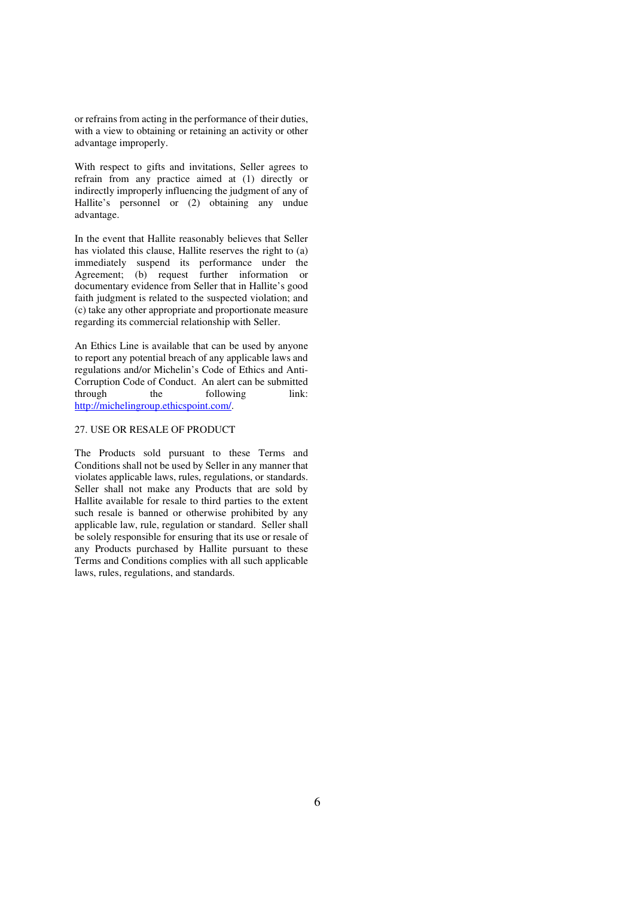or refrains from acting in the performance of their duties, with a view to obtaining or retaining an activity or other advantage improperly.

With respect to gifts and invitations, Seller agrees to refrain from any practice aimed at (1) directly or indirectly improperly influencing the judgment of any of Hallite's personnel or (2) obtaining any undue advantage.

In the event that Hallite reasonably believes that Seller has violated this clause, Hallite reserves the right to (a) immediately suspend its performance under the Agreement; (b) request further information or documentary evidence from Seller that in Hallite's good faith judgment is related to the suspected violation; and (c) take any other appropriate and proportionate measure regarding its commercial relationship with Seller.

An Ethics Line is available that can be used by anyone to report any potential breach of any applicable laws and regulations and/or Michelin's Code of Ethics and Anti-Corruption Code of Conduct. An alert can be submitted through the following link: [http://michelingroup.ethicspoint.com/](http://michelingroup.ethicspoint.com/).

## 27. USE OR RESALE OF PRODUCT

The Products sold pursuant to these Terms and Conditions shall not be used by Seller in any manner that violates applicable laws, rules, regulations, or standards. Seller shall not make any Products that are sold by Hallite available for resale to third parties to the extent such resale is banned or otherwise prohibited by any applicable law, rule, regulation or standard. Seller shall be solely responsible for ensuring that its use or resale of any Products purchased by Hallite pursuant to these Terms and Conditions complies with all such applicable laws, rules, regulations, and standards.